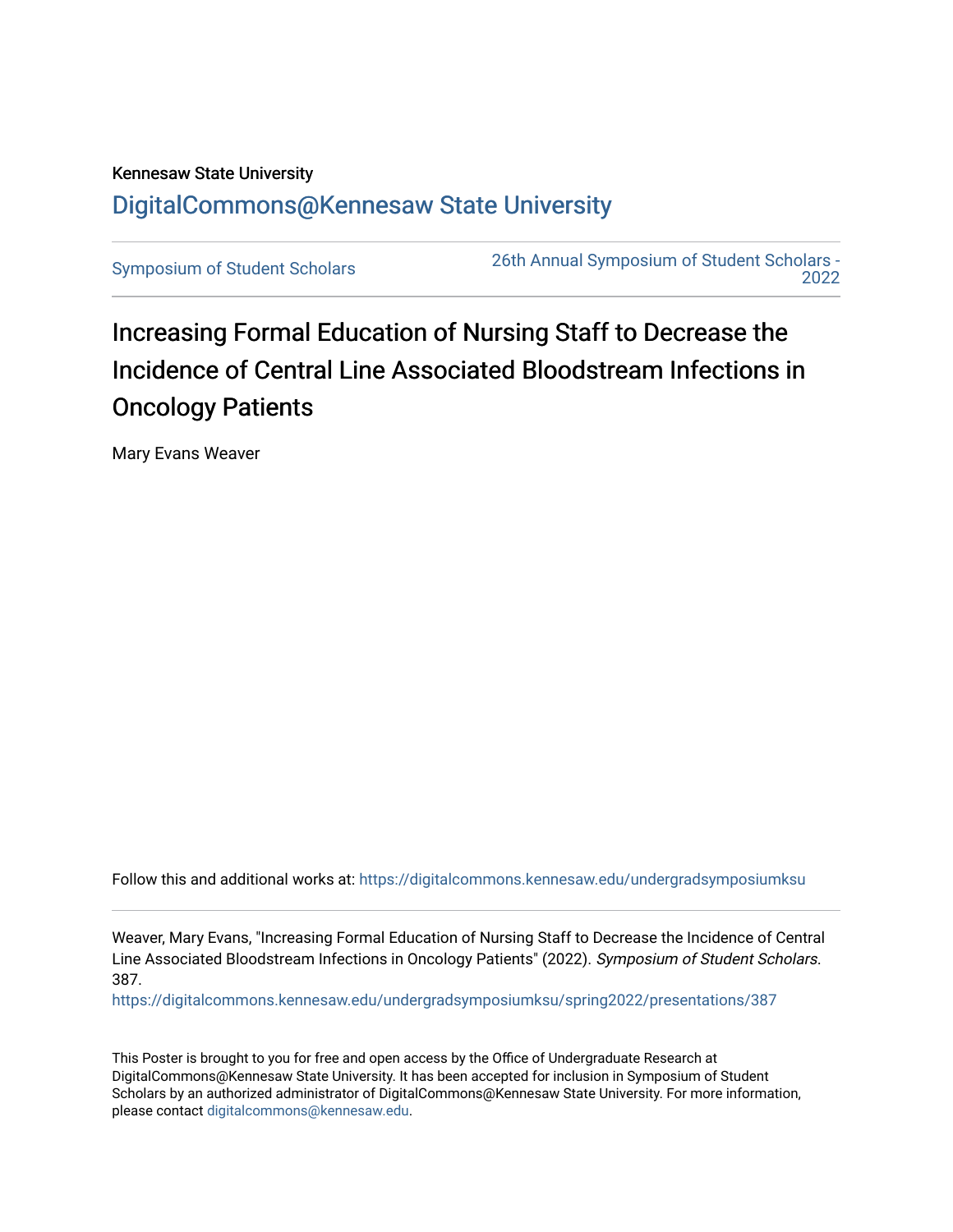Kennesaw State University

DigitalCommons@Kennesaw State University

Symposium of Student Scholars | 26th Annual Symposium of Student Scholars - 2022

# Increasing Formal Education of Nursing Staff to Decrease the Incidence of Central Line Associated Bloodstream Infections in Oncology Patients

Mary Evans Weaver

Follow this and additional works at: https://digitalcommons.kennesaw.edu/undergradsymposiumksu

Weaver, Mary Evans, "Increasing Formal Education of Nursing Staff to Decrease the Incidence of Central Line Associated Bloodstream Infections in Oncology Patients" (2022). *Symposium of Student Scholars*. 387.
https://digitalcommons.kennesaw.edu/undergradsymposiumksu/spring2022/presentations/387

This Poster is brought to you for free and open access by the Office of Undergraduate Research at DigitalCommons@Kennesaw State University. It has been accepted for inclusion in Symposium of Student Scholars by an authorized administrator of DigitalCommons@Kennesaw State University. For more information, please contact digitalcommons@kennesaw.edu.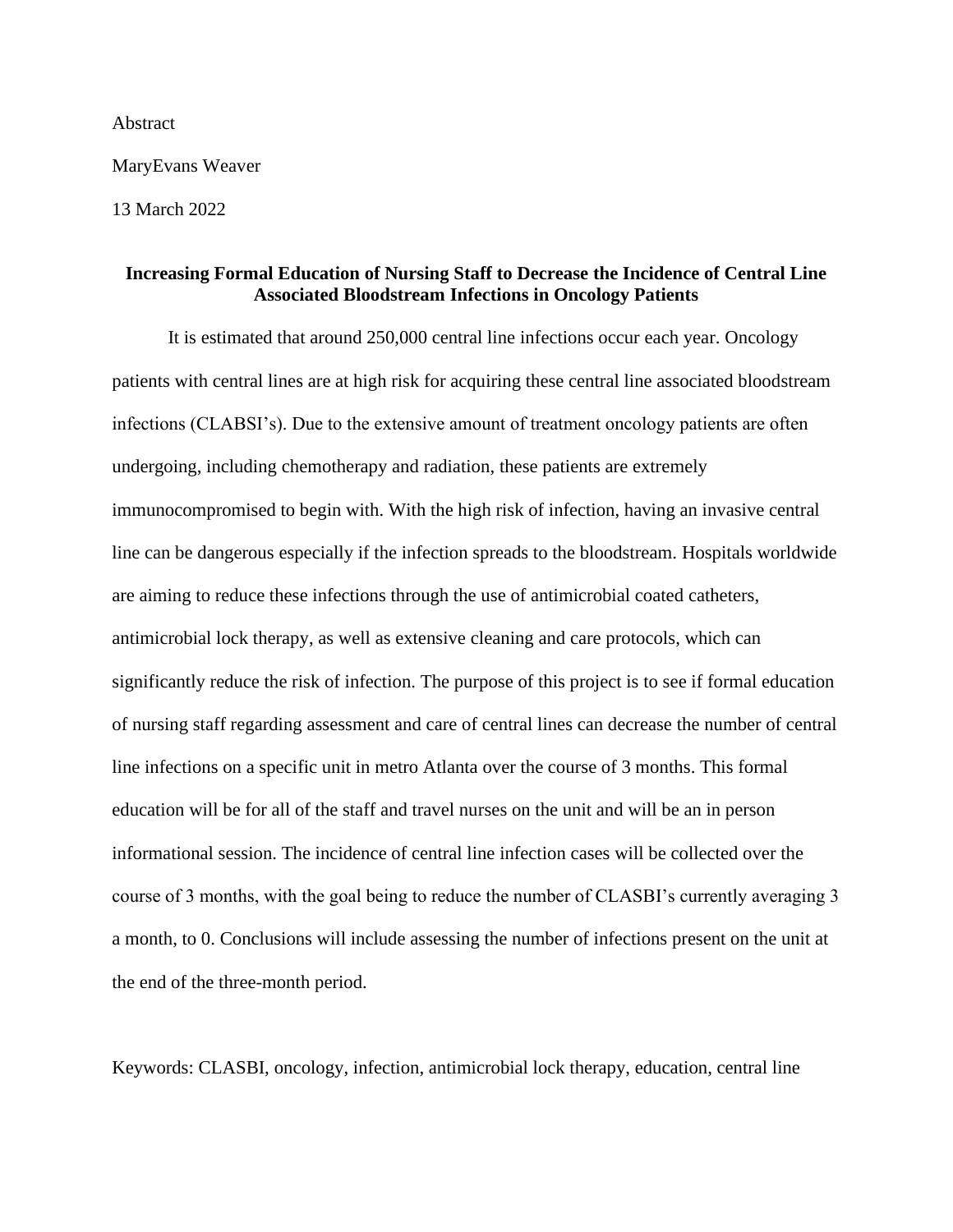Abstract

MaryEvans Weaver

13 March 2022

**Increasing Formal Education of Nursing Staff to Decrease the Incidence of Central Line Associated Bloodstream Infections in Oncology Patients**

It is estimated that around 250,000 central line infections occur each year. Oncology patients with central lines are at high risk for acquiring these central line associated bloodstream infections (CLABSI's). Due to the extensive amount of treatment oncology patients are often undergoing, including chemotherapy and radiation, these patients are extremely immunocompromised to begin with. With the high risk of infection, having an invasive central line can be dangerous especially if the infection spreads to the bloodstream. Hospitals worldwide are aiming to reduce these infections through the use of antimicrobial coated catheters, antimicrobial lock therapy, as well as extensive cleaning and care protocols, which can significantly reduce the risk of infection. The purpose of this project is to see if formal education of nursing staff regarding assessment and care of central lines can decrease the number of central line infections on a specific unit in metro Atlanta over the course of 3 months. This formal education will be for all of the staff and travel nurses on the unit and will be an in person informational session. The incidence of central line infection cases will be collected over the course of 3 months, with the goal being to reduce the number of CLASBI's currently averaging 3 a month, to 0. Conclusions will include assessing the number of infections present on the unit at the end of the three-month period.

Keywords: CLASBI, oncology, infection, antimicrobial lock therapy, education, central line